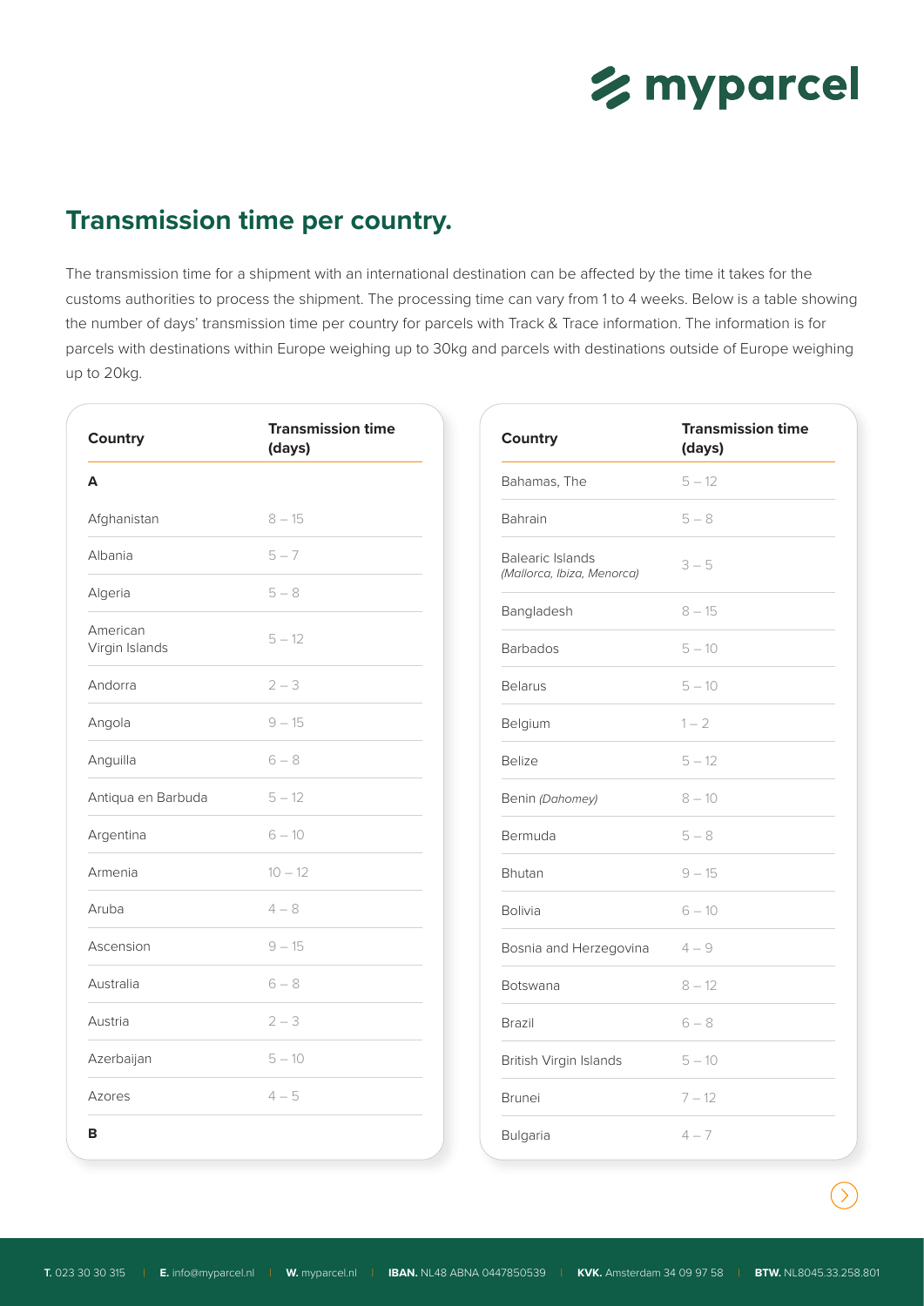## Transmission time per country.

The transmission time for a shipment with an international destination can be affected by the time it takes for the customs authorities to process the shipment. The processing time can vary from 1 to 4 weeks. Below is a table showing the number of days' transmission time per country for parcels with Track & Trace information. The information is for parcels with destinations within Europe weighing up to 30kg and parcels with destinations outside of Europe weighing up to 20kg.

| Country | Transmission time (days) |
|---|---|
| **A** | |
| Afghanistan | 8 – 15 |
| Albania | 5 – 7 |
| Algeria | 5 – 8 |
| American Virgin Islands | 5 – 12 |
| Andorra | 2 – 3 |
| Angola | 9 – 15 |
| Anguilla | 6 – 8 |
| Antiqua en Barbuda | 5 – 12 |
| Argentina | 6 – 10 |
| Armenia | 10 – 12 |
| Aruba | 4 – 8 |
| Ascension | 9 – 15 |
| Australia | 6 – 8 |
| Austria | 2 – 3 |
| Azerbaijan | 5 – 10 |
| Azores | 4 – 5 |
| **B** | |
| Bahamas, The | 5 – 12 |
| Bahrain | 5 – 8 |
| Balearic Islands *(Mallorca, Ibiza, Menorca)* | 3 – 5 |
| Bangladesh | 8 – 15 |
| Barbados | 5 – 10 |
| Belarus | 5 – 10 |
| Belgium | 1 – 2 |
| Belize | 5 – 12 |
| Benin *(Dahomey)* | 8 – 10 |
| Bermuda | 5 – 8 |
| Bhutan | 9 – 15 |
| Bolivia | 6 – 10 |
| Bosnia and Herzegovina | 4 – 9 |
| Botswana | 8 – 12 |
| Brazil | 6 – 8 |
| British Virgin Islands | 5 – 10 |
| Brunei | 7 – 12 |
| Bulgaria | 4 – 7 |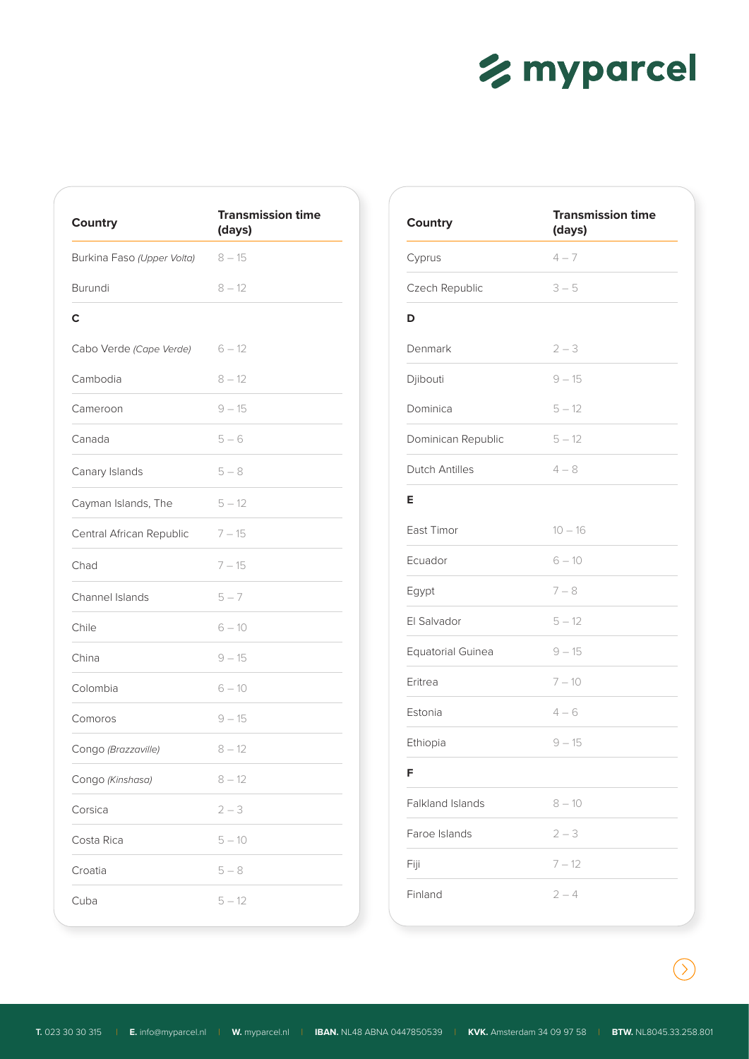| Country | Transmission time (days) |
|---|---|
| Burkina Faso *(Upper Volta)* | 8 – 15 |
| Burundi | 8 – 12 |
| **C** | |
| Cabo Verde *(Cape Verde)* | 6 – 12 |
| Cambodia | 8 – 12 |
| Cameroon | 9 – 15 |
| Canada | 5 – 6 |
| Canary Islands | 5 – 8 |
| Cayman Islands, The | 5 – 12 |
| Central African Republic | 7 – 15 |
| Chad | 7 – 15 |
| Channel Islands | 5 – 7 |
| Chile | 6 – 10 |
| China | 9 – 15 |
| Colombia | 6 – 10 |
| Comoros | 9 – 15 |
| Congo *(Brazzaville)* | 8 – 12 |
| Congo *(Kinshasa)* | 8 – 12 |
| Corsica | 2 – 3 |
| Costa Rica | 5 – 10 |
| Croatia | 5 – 8 |
| Cuba | 5 – 12 |

| Country | Transmission time (days) |
|---|---|
| Cyprus | 4 – 7 |
| Czech Republic | 3 – 5 |
| **D** | |
| Denmark | 2 – 3 |
| Djibouti | 9 – 15 |
| Dominica | 5 – 12 |
| Dominican Republic | 5 – 12 |
| Dutch Antilles | 4 – 8 |
| **E** | |
| East Timor | 10 – 16 |
| Ecuador | 6 – 10 |
| Egypt | 7 – 8 |
| El Salvador | 5 – 12 |
| Equatorial Guinea | 9 – 15 |
| Eritrea | 7 – 10 |
| Estonia | 4 – 6 |
| Ethiopia | 9 – 15 |
| **F** | |
| Falkland Islands | 8 – 10 |
| Faroe Islands | 2 – 3 |
| Fiji | 7 – 12 |
| Finland | 2 – 4 |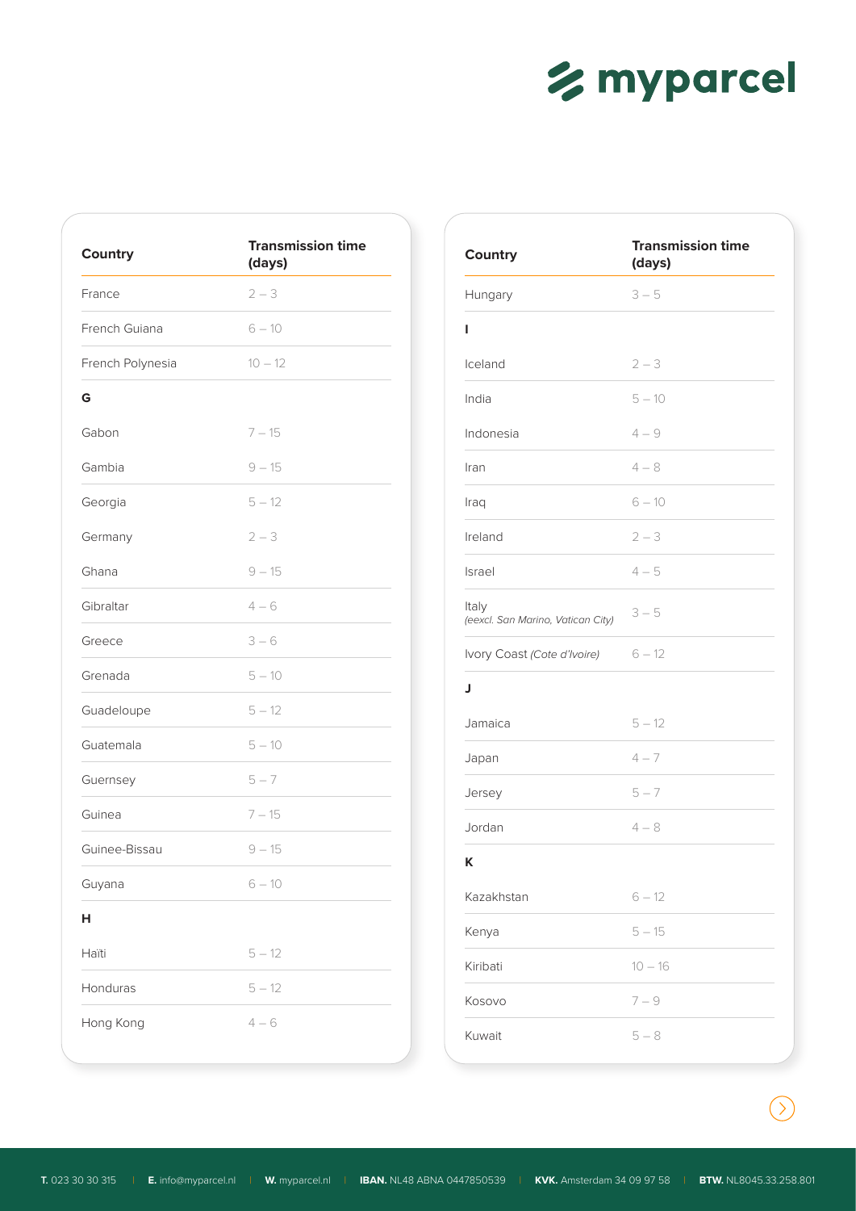| Country | Transmission time (days) |
|---|---|
| France | 2 – 3 |
| French Guiana | 6 – 10 |
| French Polynesia | 10 – 12 |
| **G** | |
| Gabon | 7 – 15 |
| Gambia | 9 – 15 |
| Georgia | 5 – 12 |
| Germany | 2 – 3 |
| Ghana | 9 – 15 |
| Gibraltar | 4 – 6 |
| Greece | 3 – 6 |
| Grenada | 5 – 10 |
| Guadeloupe | 5 – 12 |
| Guatemala | 5 – 10 |
| Guernsey | 5 – 7 |
| Guinea | 7 – 15 |
| Guinee-Bissau | 9 – 15 |
| Guyana | 6 – 10 |
| **H** | |
| Haïti | 5 – 12 |
| Honduras | 5 – 12 |
| Hong Kong | 4 – 6 |

| Country | Transmission time (days) |
|---|---|
| Hungary | 3 – 5 |
| **I** | |
| Iceland | 2 – 3 |
| India | 5 – 10 |
| Indonesia | 4 – 9 |
| Iran | 4 – 8 |
| Iraq | 6 – 10 |
| Ireland | 2 – 3 |
| Israel | 4 – 5 |
| Italy *(eexcl. San Marino, Vatican City)* | 3 – 5 |
| Ivory Coast *(Cote d'Ivoire)* | 6 – 12 |
| **J** | |
| Jamaica | 5 – 12 |
| Japan | 4 – 7 |
| Jersey | 5 – 7 |
| Jordan | 4 – 8 |
| **K** | |
| Kazakhstan | 6 – 12 |
| Kenya | 5 – 15 |
| Kiribati | 10 – 16 |
| Kosovo | 7 – 9 |
| Kuwait | 5 – 8 |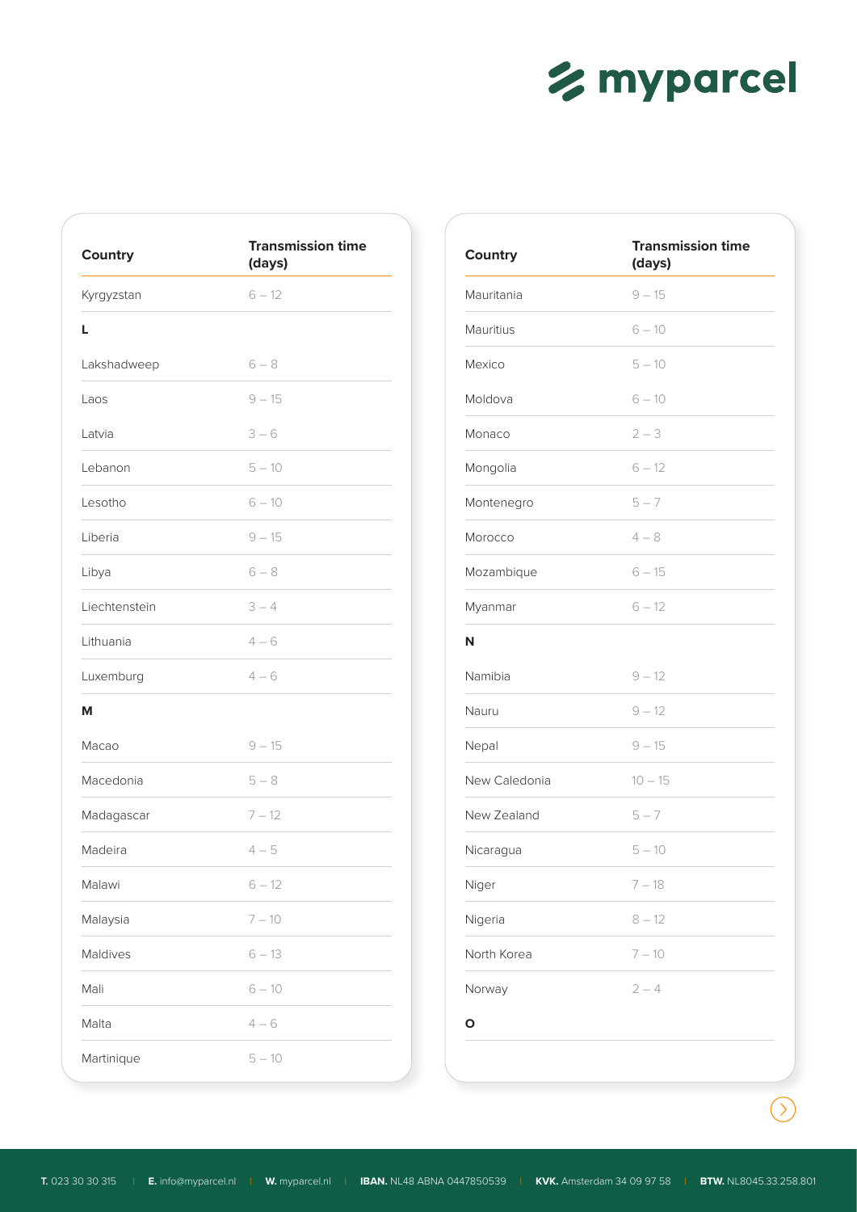| Country | Transmission time (days) |
| --- | --- |
| Kyrgyzstan | 6 – 12 |
| **L** | |
| Lakshadweep | 6 – 8 |
| Laos | 9 – 15 |
| Latvia | 3 – 6 |
| Lebanon | 5 – 10 |
| Lesotho | 6 – 10 |
| Liberia | 9 – 15 |
| Libya | 6 – 8 |
| Liechtenstein | 3 – 4 |
| Lithuania | 4 – 6 |
| Luxemburg | 4 – 6 |
| **M** | |
| Macao | 9 – 15 |
| Macedonia | 5 – 8 |
| Madagascar | 7 – 12 |
| Madeira | 4 – 5 |
| Malawi | 6 – 12 |
| Malaysia | 7 – 10 |
| Maldives | 6 – 13 |
| Mali | 6 – 10 |
| Malta | 4 – 6 |
| Martinique | 5 – 10 |

| Country | Transmission time (days) |
| --- | --- |
| Mauritania | 9 – 15 |
| Mauritius | 6 – 10 |
| Mexico | 5 – 10 |
| Moldova | 6 – 10 |
| Monaco | 2 – 3 |
| Mongolia | 6 – 12 |
| Montenegro | 5 – 7 |
| Morocco | 4 – 8 |
| Mozambique | 6 – 15 |
| Myanmar | 6 – 12 |
| **N** | |
| Namibia | 9 – 12 |
| Nauru | 9 – 12 |
| Nepal | 9 – 15 |
| New Caledonia | 10 – 15 |
| New Zealand | 5 – 7 |
| Nicaragua | 5 – 10 |
| Niger | 7 – 18 |
| Nigeria | 8 – 12 |
| North Korea | 7 – 10 |
| Norway | 2 – 4 |
| **O** | |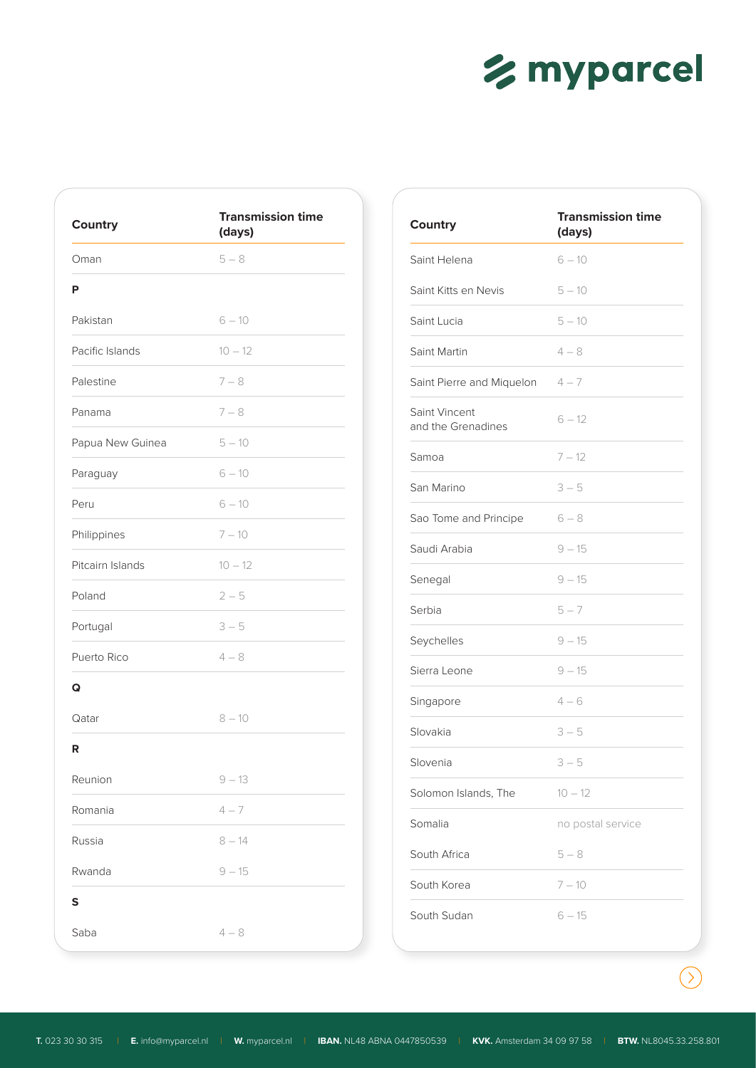| Country | Transmission time (days) |
|---|---|
| Oman | 5 – 8 |
| **P** | |
| Pakistan | 6 – 10 |
| Pacific Islands | 10 – 12 |
| Palestine | 7 – 8 |
| Panama | 7 – 8 |
| Papua New Guinea | 5 – 10 |
| Paraguay | 6 – 10 |
| Peru | 6 – 10 |
| Philippines | 7 – 10 |
| Pitcairn Islands | 10 – 12 |
| Poland | 2 – 5 |
| Portugal | 3 – 5 |
| Puerto Rico | 4 – 8 |
| **Q** | |
| Qatar | 8 – 10 |
| **R** | |
| Reunion | 9 – 13 |
| Romania | 4 – 7 |
| Russia | 8 – 14 |
| Rwanda | 9 – 15 |
| **S** | |
| Saba | 4 – 8 |

| Country | Transmission time (days) |
|---|---|
| Saint Helena | 6 – 10 |
| Saint Kitts en Nevis | 5 – 10 |
| Saint Lucia | 5 – 10 |
| Saint Martin | 4 – 8 |
| Saint Pierre and Miquelon | 4 – 7 |
| Saint Vincent and the Grenadines | 6 – 12 |
| Samoa | 7 – 12 |
| San Marino | 3 – 5 |
| Sao Tome and Principe | 6 – 8 |
| Saudi Arabia | 9 – 15 |
| Senegal | 9 – 15 |
| Serbia | 5 – 7 |
| Seychelles | 9 – 15 |
| Sierra Leone | 9 – 15 |
| Singapore | 4 – 6 |
| Slovakia | 3 – 5 |
| Slovenia | 3 – 5 |
| Solomon Islands, The | 10 – 12 |
| Somalia | no postal service |
| South Africa | 5 – 8 |
| South Korea | 7 – 10 |
| South Sudan | 6 – 15 |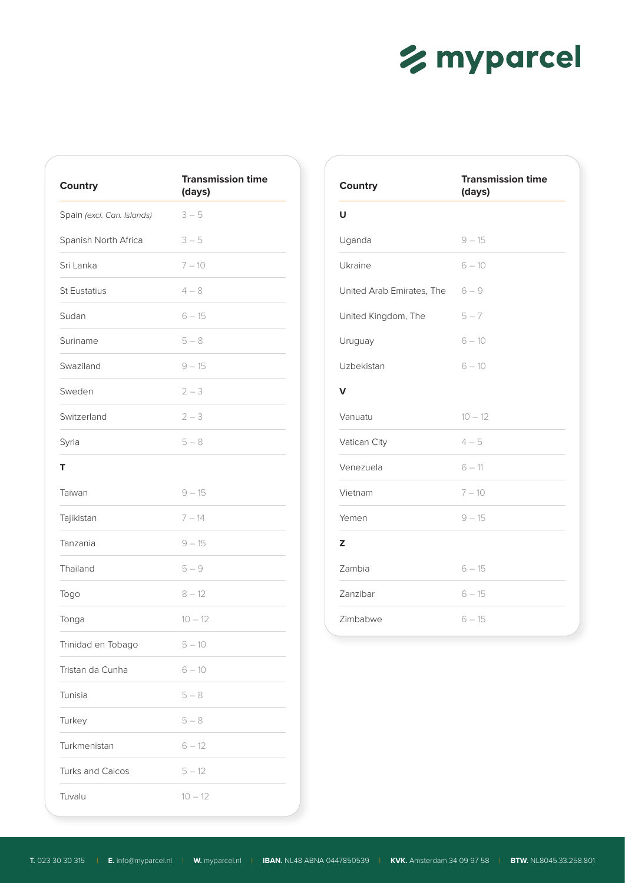| Country | Transmission time (days) |
|---|---|
| Spain *(excl. Can. Islands)* | 3 – 5 |
| Spanish North Africa | 3 – 5 |
| Sri Lanka | 7 – 10 |
| St Eustatius | 4 – 8 |
| Sudan | 6 – 15 |
| Suriname | 5 – 8 |
| Swaziland | 9 – 15 |
| Sweden | 2 – 3 |
| Switzerland | 2 – 3 |
| Syria | 5 – 8 |
| **T** | |
| Taiwan | 9 – 15 |
| Tajikistan | 7 – 14 |
| Tanzania | 9 – 15 |
| Thailand | 5 – 9 |
| Togo | 8 – 12 |
| Tonga | 10 – 12 |
| Trinidad en Tobago | 5 – 10 |
| Tristan da Cunha | 6 – 10 |
| Tunisia | 5 – 8 |
| Turkey | 5 – 8 |
| Turkmenistan | 6 – 12 |
| Turks and Caicos | 5 – 12 |
| Tuvalu | 10 – 12 |

| Country | Transmission time (days) |
|---|---|
| **U** | |
| Uganda | 9 – 15 |
| Ukraine | 6 – 10 |
| United Arab Emirates, The | 6 – 9 |
| United Kingdom, The | 5 – 7 |
| Uruguay | 6 – 10 |
| Uzbekistan | 6 – 10 |
| **V** | |
| Vanuatu | 10 – 12 |
| Vatican City | 4 – 5 |
| Venezuela | 6 – 11 |
| Vietnam | 7 – 10 |
| Yemen | 9 – 15 |
| **Z** | |
| Zambia | 6 – 15 |
| Zanzibar | 6 – 15 |
| Zimbabwe | 6 – 15 |